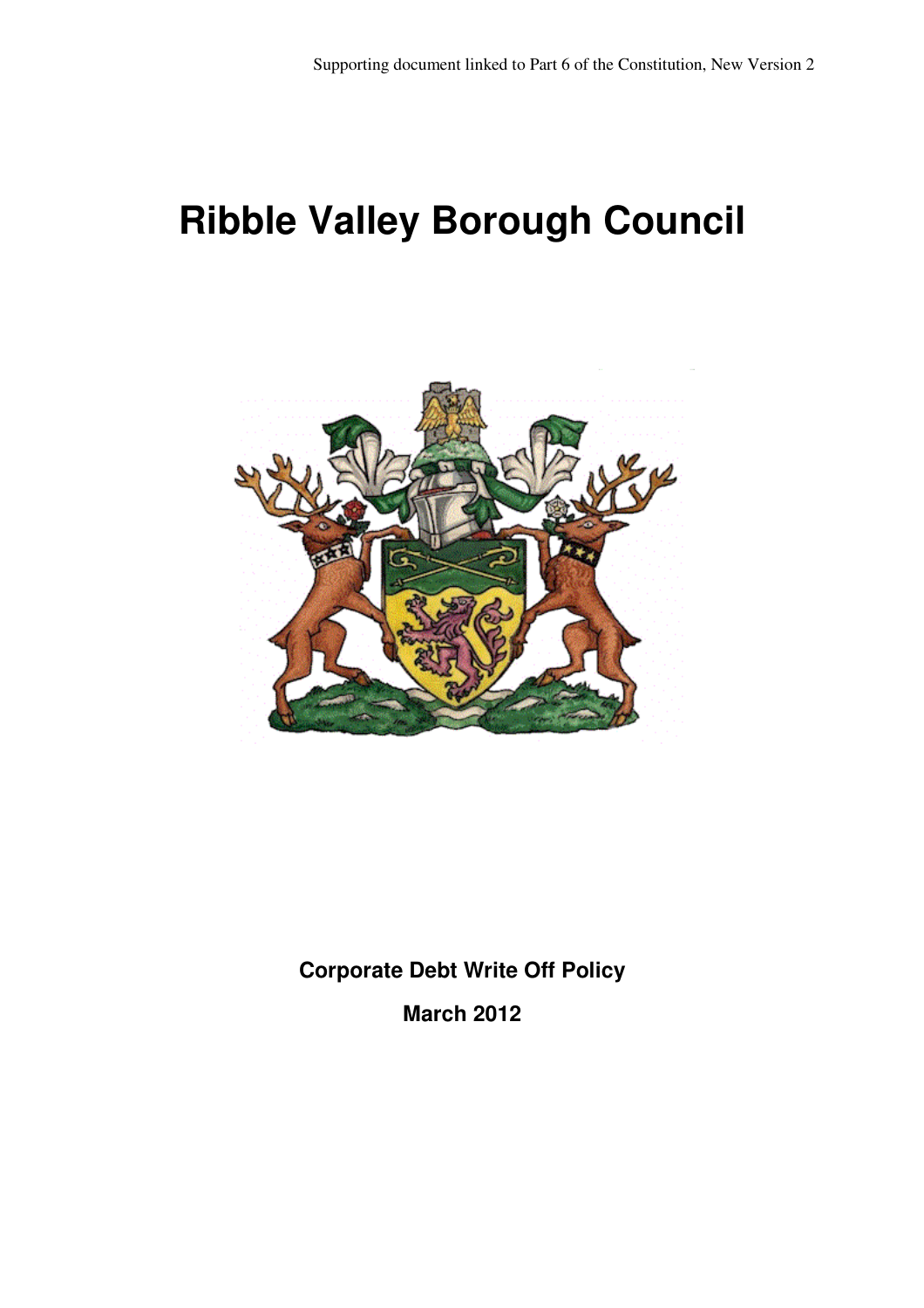Supporting document linked to Part 6 of the Constitution, New Version 2

# Ribble Valley Borough Council

**Corporate Debt Write Off Policy**

**March 2012**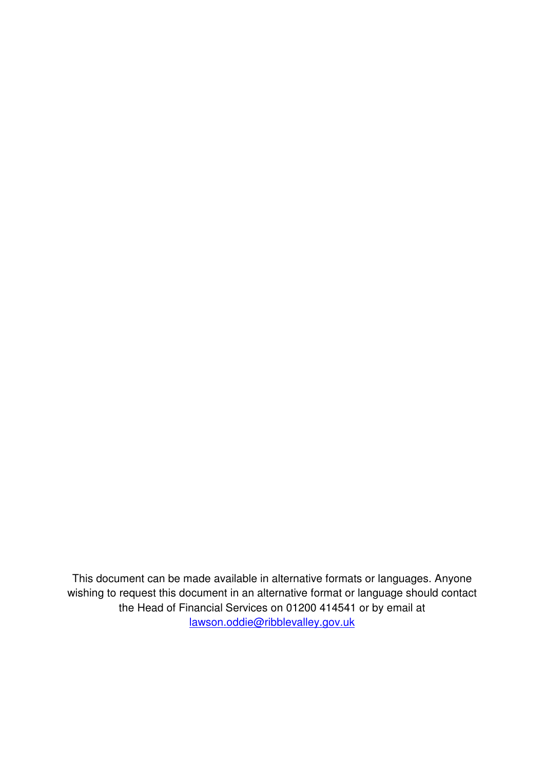This document can be made available in alternative formats or languages. Anyone wishing to request this document in an alternative format or language should contact the Head of Financial Services on 01200 414541 or by email at lawson.oddie@ribblevalley.gov.uk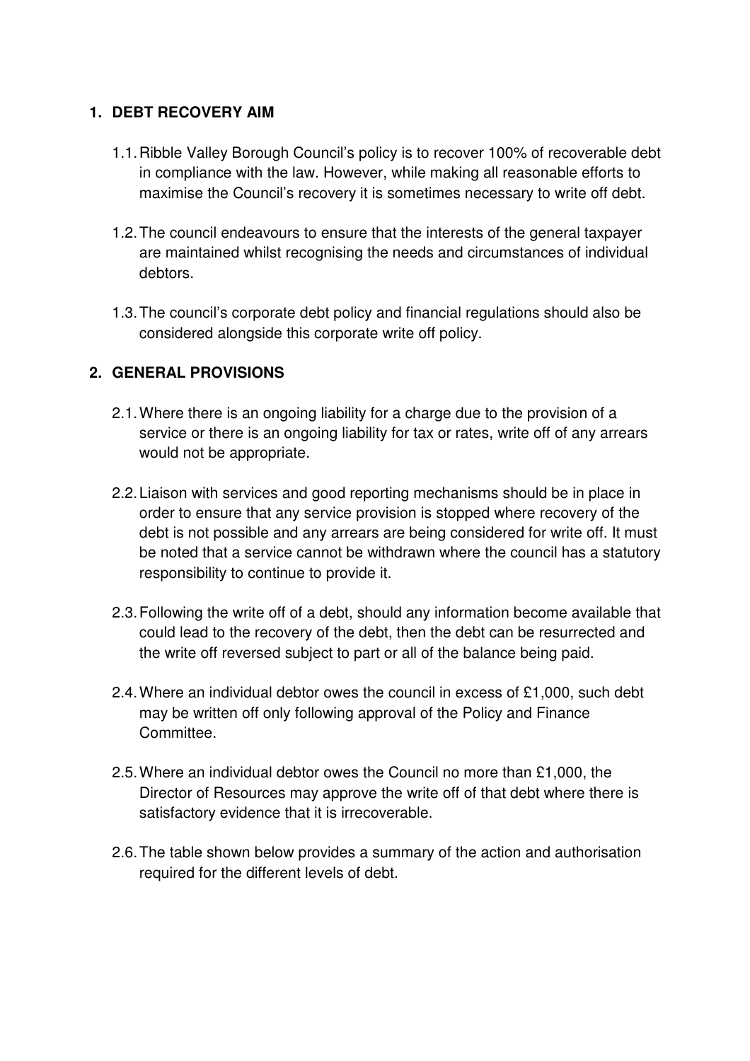## 1. DEBT RECOVERY AIM

1.1. Ribble Valley Borough Council's policy is to recover 100% of recoverable debt in compliance with the law. However, while making all reasonable efforts to maximise the Council's recovery it is sometimes necessary to write off debt.

1.2. The council endeavours to ensure that the interests of the general taxpayer are maintained whilst recognising the needs and circumstances of individual debtors.

1.3. The council's corporate debt policy and financial regulations should also be considered alongside this corporate write off policy.

## 2. GENERAL PROVISIONS

2.1. Where there is an ongoing liability for a charge due to the provision of a service or there is an ongoing liability for tax or rates, write off of any arrears would not be appropriate.

2.2. Liaison with services and good reporting mechanisms should be in place in order to ensure that any service provision is stopped where recovery of the debt is not possible and any arrears are being considered for write off. It must be noted that a service cannot be withdrawn where the council has a statutory responsibility to continue to provide it.

2.3. Following the write off of a debt, should any information become available that could lead to the recovery of the debt, then the debt can be resurrected and the write off reversed subject to part or all of the balance being paid.

2.4. Where an individual debtor owes the council in excess of £1,000, such debt may be written off only following approval of the Policy and Finance Committee.

2.5. Where an individual debtor owes the Council no more than £1,000, the Director of Resources may approve the write off of that debt where there is satisfactory evidence that it is irrecoverable.

2.6. The table shown below provides a summary of the action and authorisation required for the different levels of debt.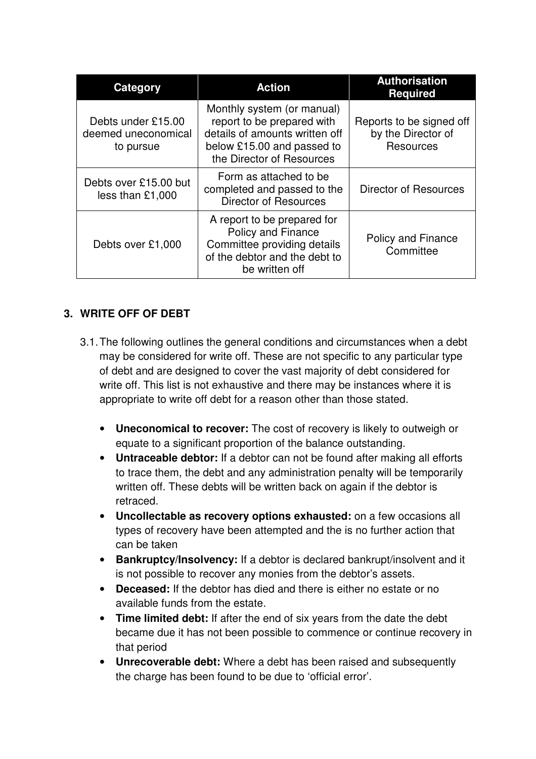| Category | Action | Authorisation Required |
|---|---|---|
| Debts under £15.00 deemed uneconomical to pursue | Monthly system (or manual) report to be prepared with details of amounts written off below £15.00 and passed to the Director of Resources | Reports to be signed off by the Director of Resources |
| Debts over £15.00 but less than £1,000 | Form as attached to be completed and passed to the Director of Resources | Director of Resources |
| Debts over £1,000 | A report to be prepared for Policy and Finance Committee providing details of the debtor and the debt to be written off | Policy and Finance Committee |

## 3. WRITE OFF OF DEBT

3.1. The following outlines the general conditions and circumstances when a debt may be considered for write off. These are not specific to any particular type of debt and are designed to cover the vast majority of debt considered for write off. This list is not exhaustive and there may be instances where it is appropriate to write off debt for a reason other than those stated.

- **Uneconomical to recover:** The cost of recovery is likely to outweigh or equate to a significant proportion of the balance outstanding.
- **Untraceable debtor:** If a debtor can not be found after making all efforts to trace them, the debt and any administration penalty will be temporarily written off. These debts will be written back on again if the debtor is retraced.
- **Uncollectable as recovery options exhausted:** on a few occasions all types of recovery have been attempted and the is no further action that can be taken
- **Bankruptcy/Insolvency:** If a debtor is declared bankrupt/insolvent and it is not possible to recover any monies from the debtor's assets.
- **Deceased:** If the debtor has died and there is either no estate or no available funds from the estate.
- **Time limited debt:** If after the end of six years from the date the debt became due it has not been possible to commence or continue recovery in that period
- **Unrecoverable debt:** Where a debt has been raised and subsequently the charge has been found to be due to 'official error'.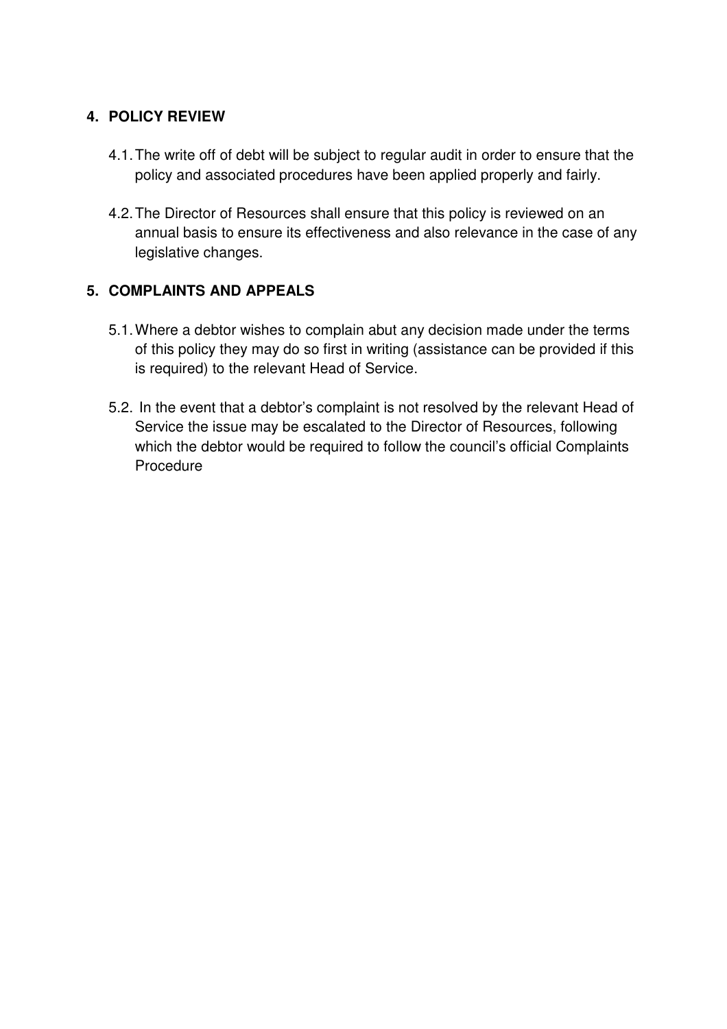## 4. POLICY REVIEW

4.1. The write off of debt will be subject to regular audit in order to ensure that the policy and associated procedures have been applied properly and fairly.

4.2. The Director of Resources shall ensure that this policy is reviewed on an annual basis to ensure its effectiveness and also relevance in the case of any legislative changes.

## 5. COMPLAINTS AND APPEALS

5.1. Where a debtor wishes to complain abut any decision made under the terms of this policy they may do so first in writing (assistance can be provided if this is required) to the relevant Head of Service.

5.2. In the event that a debtor's complaint is not resolved by the relevant Head of Service the issue may be escalated to the Director of Resources, following which the debtor would be required to follow the council's official Complaints Procedure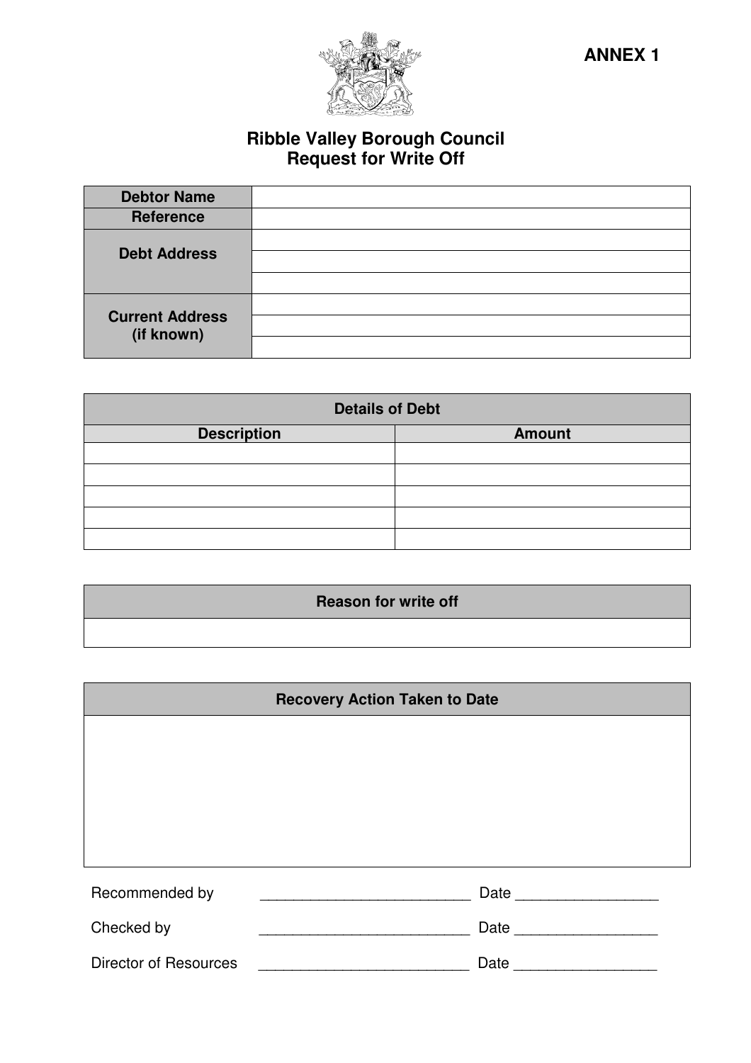**ANNEX 1**

# Ribble Valley Borough Council
## Request for Write Off

| | |
|---|---|
| **Debtor Name** | |
| **Reference** | |
| **Debt Address** | |
| | |
| | |
| **Current Address (if known)** | |
| | |
| | |

| **Details of Debt** | |
|---|---|
| **Description** | **Amount** |
| | |
| | |
| | |
| | |
| | |

| **Reason for write off** |
|---|
| |

| **Recovery Action Taken to Date** |
|---|
| |

Recommended by _________________________ Date ________________

Checked by _________________________ Date ________________

Director of Resources _________________________ Date ________________